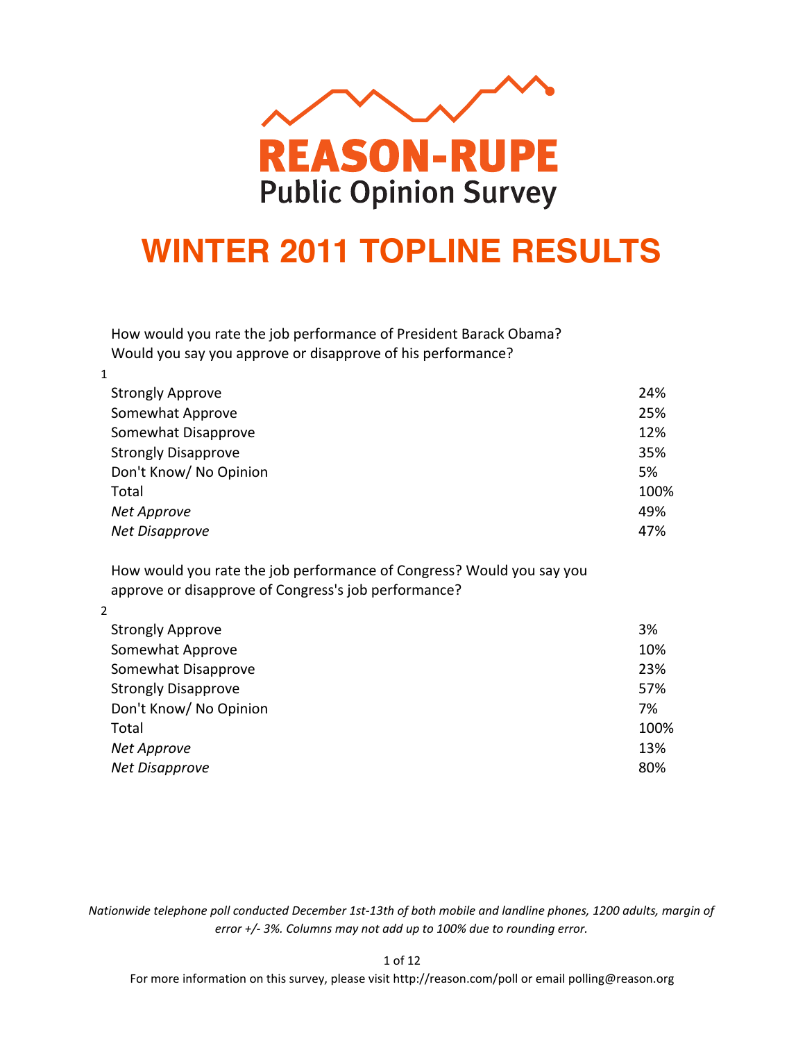# REASON-RUPE

## Public Opinion Survey

# WINTER 2011 TOPLINE RESULTS

How would you rate the job performance of President Barack Obama? Would you say you approve or disapprove of his performance?

1

| | |
|---|---|
| Strongly Approve | 24% |
| Somewhat Approve | 25% |
| Somewhat Disapprove | 12% |
| Strongly Disapprove | 35% |
| Don't Know/ No Opinion | 5% |
| Total | 100% |
| *Net Approve* | 49% |
| *Net Disapprove* | 47% |

How would you rate the job performance of Congress? Would you say you approve or disapprove of Congress's job performance?

2

| | |
|---|---|
| Strongly Approve | 3% |
| Somewhat Approve | 10% |
| Somewhat Disapprove | 23% |
| Strongly Disapprove | 57% |
| Don't Know/ No Opinion | 7% |
| Total | 100% |
| *Net Approve* | 13% |
| *Net Disapprove* | 80% |

*Nationwide telephone poll conducted December 1st-13th of both mobile and landline phones, 1200 adults, margin of error +/- 3%. Columns may not add up to 100% due to rounding error.*

For more information on this survey, please visit http://reason.com/poll or email polling@reason.org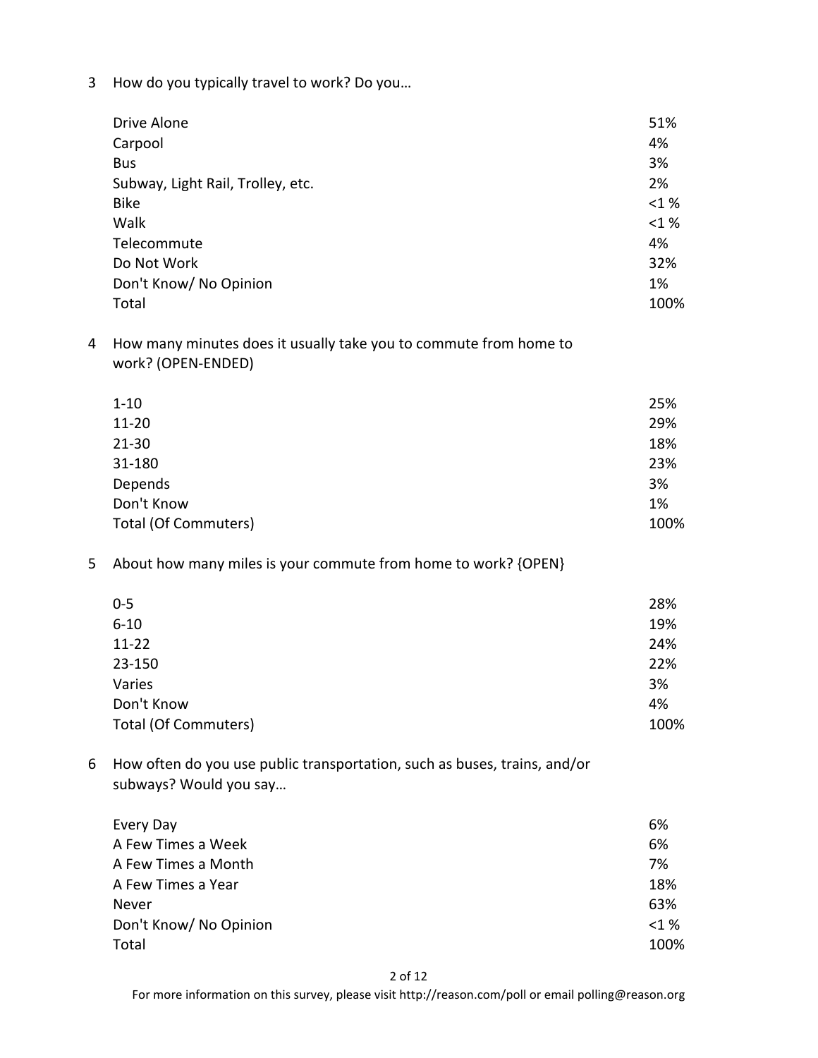3 How do you typically travel to work? Do you…

| | |
|---|---|
| Drive Alone | 51% |
| Carpool | 4% |
| Bus | 3% |
| Subway, Light Rail, Trolley, etc. | 2% |
| Bike | <1 % |
| Walk | <1 % |
| Telecommute | 4% |
| Do Not Work | 32% |
| Don't Know/ No Opinion | 1% |
| Total | 100% |

4 How many minutes does it usually take you to commute from home to work? (OPEN-ENDED)

| | |
|---|---|
| 1-10 | 25% |
| 11-20 | 29% |
| 21-30 | 18% |
| 31-180 | 23% |
| Depends | 3% |
| Don't Know | 1% |
| Total (Of Commuters) | 100% |

5 About how many miles is your commute from home to work? {OPEN}

| | |
|---|---|
| 0-5 | 28% |
| 6-10 | 19% |
| 11-22 | 24% |
| 23-150 | 22% |
| Varies | 3% |
| Don't Know | 4% |
| Total (Of Commuters) | 100% |

6 How often do you use public transportation, such as buses, trains, and/or subways? Would you say…

| | |
|---|---|
| Every Day | 6% |
| A Few Times a Week | 6% |
| A Few Times a Month | 7% |
| A Few Times a Year | 18% |
| Never | 63% |
| Don't Know/ No Opinion | <1 % |
| Total | 100% |

For more information on this survey, please visit http://reason.com/poll or email polling@reason.org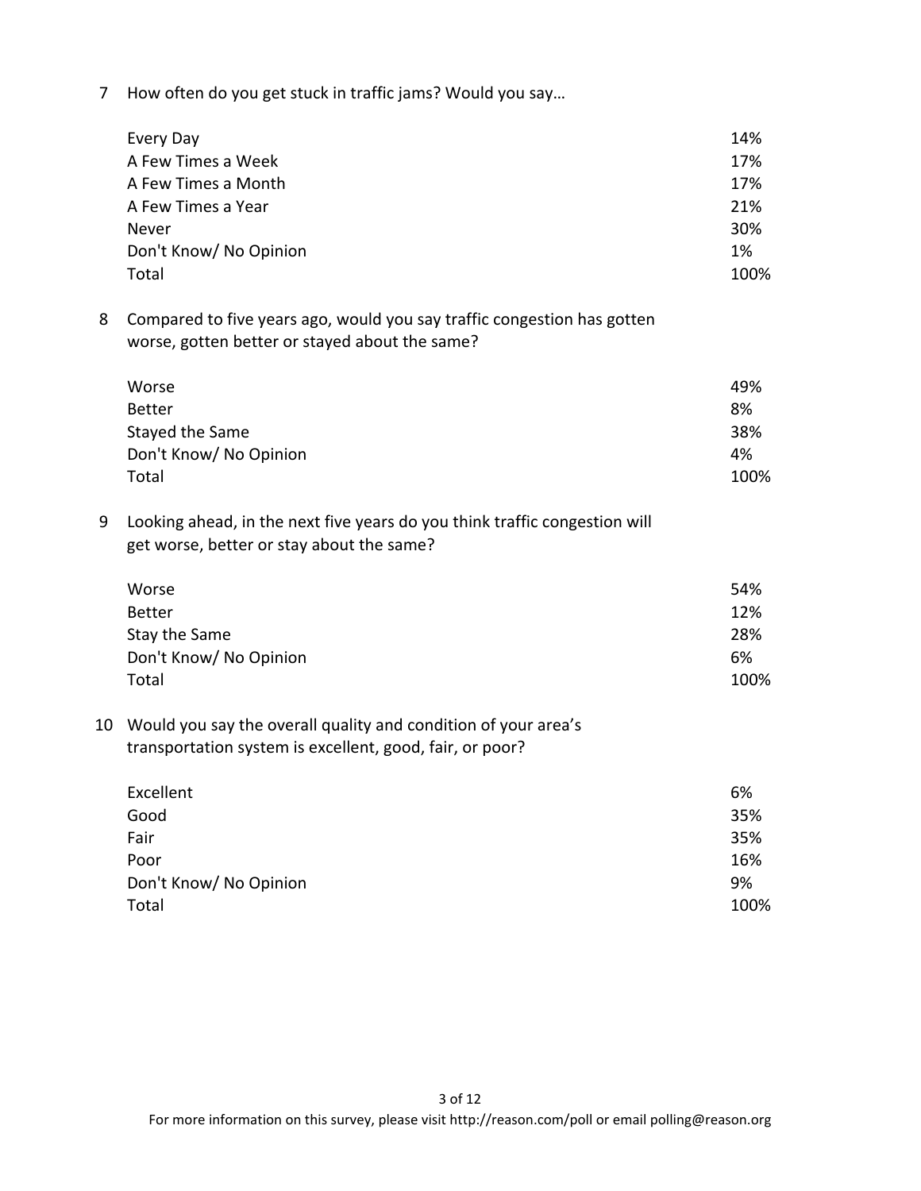7 How often do you get stuck in traffic jams? Would you say…

| | |
|---|---|
| Every Day | 14% |
| A Few Times a Week | 17% |
| A Few Times a Month | 17% |
| A Few Times a Year | 21% |
| Never | 30% |
| Don't Know/ No Opinion | 1% |
| Total | 100% |

8 Compared to five years ago, would you say traffic congestion has gotten worse, gotten better or stayed about the same?

| | |
|---|---|
| Worse | 49% |
| Better | 8% |
| Stayed the Same | 38% |
| Don't Know/ No Opinion | 4% |
| Total | 100% |

9 Looking ahead, in the next five years do you think traffic congestion will get worse, better or stay about the same?

| | |
|---|---|
| Worse | 54% |
| Better | 12% |
| Stay the Same | 28% |
| Don't Know/ No Opinion | 6% |
| Total | 100% |

10 Would you say the overall quality and condition of your area's transportation system is excellent, good, fair, or poor?

| | |
|---|---|
| Excellent | 6% |
| Good | 35% |
| Fair | 35% |
| Poor | 16% |
| Don't Know/ No Opinion | 9% |
| Total | 100% |

For more information on this survey, please visit http://reason.com/poll or email polling@reason.org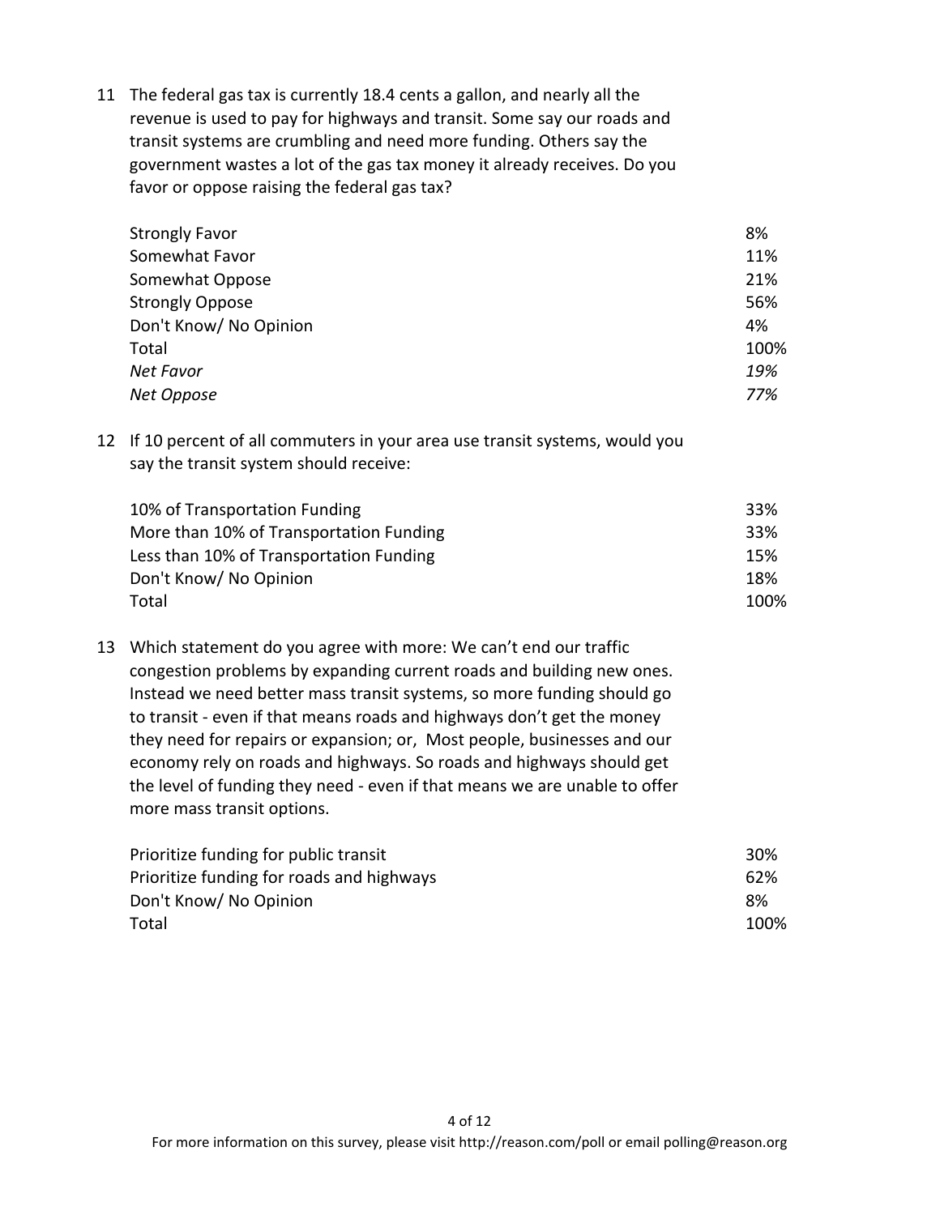11 The federal gas tax is currently 18.4 cents a gallon, and nearly all the revenue is used to pay for highways and transit. Some say our roads and transit systems are crumbling and need more funding. Others say the government wastes a lot of the gas tax money it already receives. Do you favor or oppose raising the federal gas tax?

| | |
|---|---|
| Strongly Favor | 8% |
| Somewhat Favor | 11% |
| Somewhat Oppose | 21% |
| Strongly Oppose | 56% |
| Don't Know/ No Opinion | 4% |
| Total | 100% |
| *Net Favor* | *19%* |
| *Net Oppose* | *77%* |

12 If 10 percent of all commuters in your area use transit systems, would you say the transit system should receive:

| | |
|---|---|
| 10% of Transportation Funding | 33% |
| More than 10% of Transportation Funding | 33% |
| Less than 10% of Transportation Funding | 15% |
| Don't Know/ No Opinion | 18% |
| Total | 100% |

13 Which statement do you agree with more: We can't end our traffic congestion problems by expanding current roads and building new ones. Instead we need better mass transit systems, so more funding should go to transit - even if that means roads and highways don't get the money they need for repairs or expansion; or, Most people, businesses and our economy rely on roads and highways. So roads and highways should get the level of funding they need - even if that means we are unable to offer more mass transit options.

| | |
|---|---|
| Prioritize funding for public transit | 30% |
| Prioritize funding for roads and highways | 62% |
| Don't Know/ No Opinion | 8% |
| Total | 100% |

For more information on this survey, please visit http://reason.com/poll or email polling@reason.org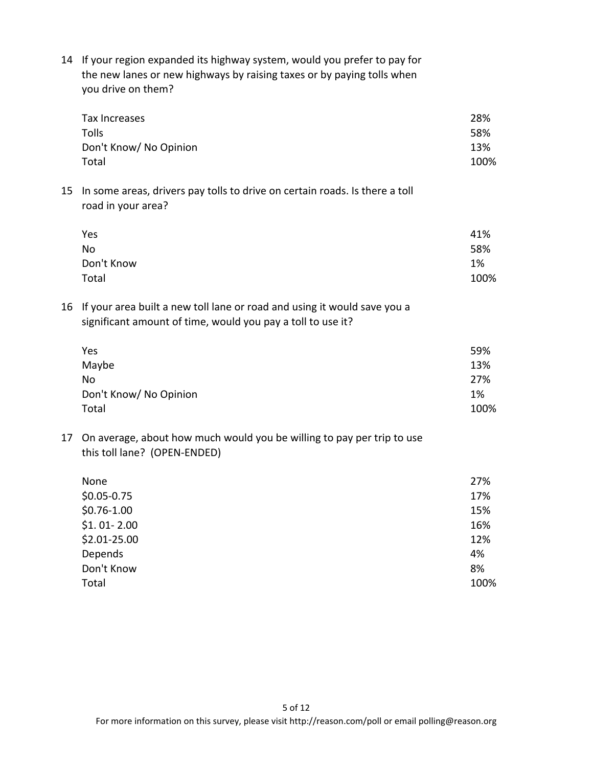14 If your region expanded its highway system, would you prefer to pay for the new lanes or new highways by raising taxes or by paying tolls when you drive on them?

| | |
|---|---|
| Tax Increases | 28% |
| Tolls | 58% |
| Don't Know/ No Opinion | 13% |
| Total | 100% |

15 In some areas, drivers pay tolls to drive on certain roads. Is there a toll road in your area?

| | |
|---|---|
| Yes | 41% |
| No | 58% |
| Don't Know | 1% |
| Total | 100% |

16 If your area built a new toll lane or road and using it would save you a significant amount of time, would you pay a toll to use it?

| | |
|---|---|
| Yes | 59% |
| Maybe | 13% |
| No | 27% |
| Don't Know/ No Opinion | 1% |
| Total | 100% |

17 On average, about how much would you be willing to pay per trip to use this toll lane? (OPEN-ENDED)

| | |
|---|---|
| None | 27% |
| $0.05-0.75 | 17% |
| $0.76-1.00 | 15% |
| $1. 01- 2.00 | 16% |
| $2.01-25.00 | 12% |
| Depends | 4% |
| Don't Know | 8% |
| Total | 100% |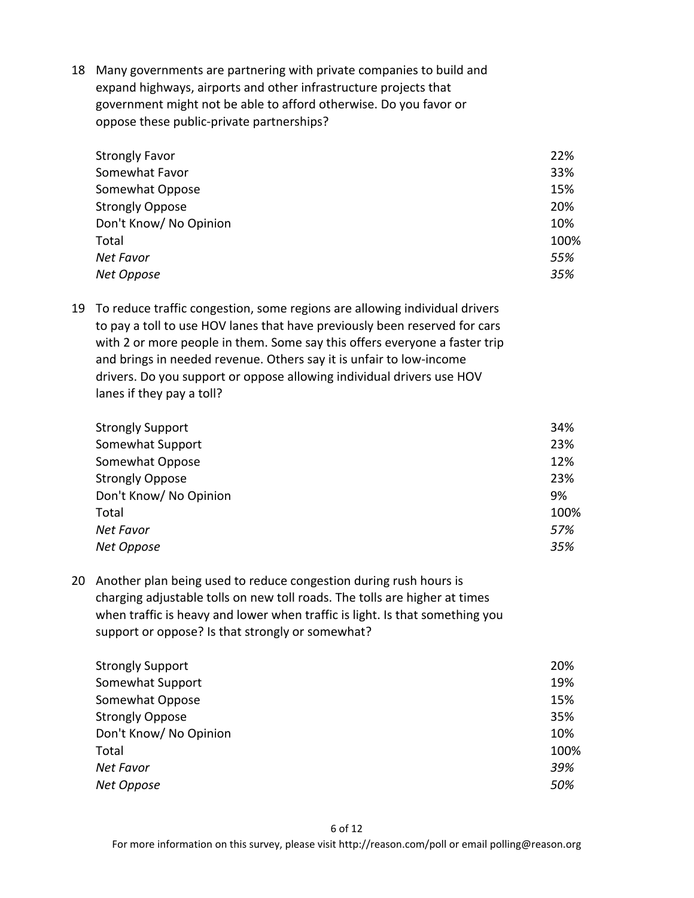18 Many governments are partnering with private companies to build and expand highways, airports and other infrastructure projects that government might not be able to afford otherwise. Do you favor or oppose these public-private partnerships?

| | |
|---|---|
| Strongly Favor | 22% |
| Somewhat Favor | 33% |
| Somewhat Oppose | 15% |
| Strongly Oppose | 20% |
| Don't Know/ No Opinion | 10% |
| Total | 100% |
| *Net Favor* | *55%* |
| *Net Oppose* | *35%* |

19 To reduce traffic congestion, some regions are allowing individual drivers to pay a toll to use HOV lanes that have previously been reserved for cars with 2 or more people in them. Some say this offers everyone a faster trip and brings in needed revenue. Others say it is unfair to low-income drivers. Do you support or oppose allowing individual drivers use HOV lanes if they pay a toll?

| | |
|---|---|
| Strongly Support | 34% |
| Somewhat Support | 23% |
| Somewhat Oppose | 12% |
| Strongly Oppose | 23% |
| Don't Know/ No Opinion | 9% |
| Total | 100% |
| *Net Favor* | *57%* |
| *Net Oppose* | *35%* |

20 Another plan being used to reduce congestion during rush hours is charging adjustable tolls on new toll roads. The tolls are higher at times when traffic is heavy and lower when traffic is light. Is that something you support or oppose? Is that strongly or somewhat?

| | |
|---|---|
| Strongly Support | 20% |
| Somewhat Support | 19% |
| Somewhat Oppose | 15% |
| Strongly Oppose | 35% |
| Don't Know/ No Opinion | 10% |
| Total | 100% |
| *Net Favor* | *39%* |
| *Net Oppose* | *50%* |

For more information on this survey, please visit http://reason.com/poll or email polling@reason.org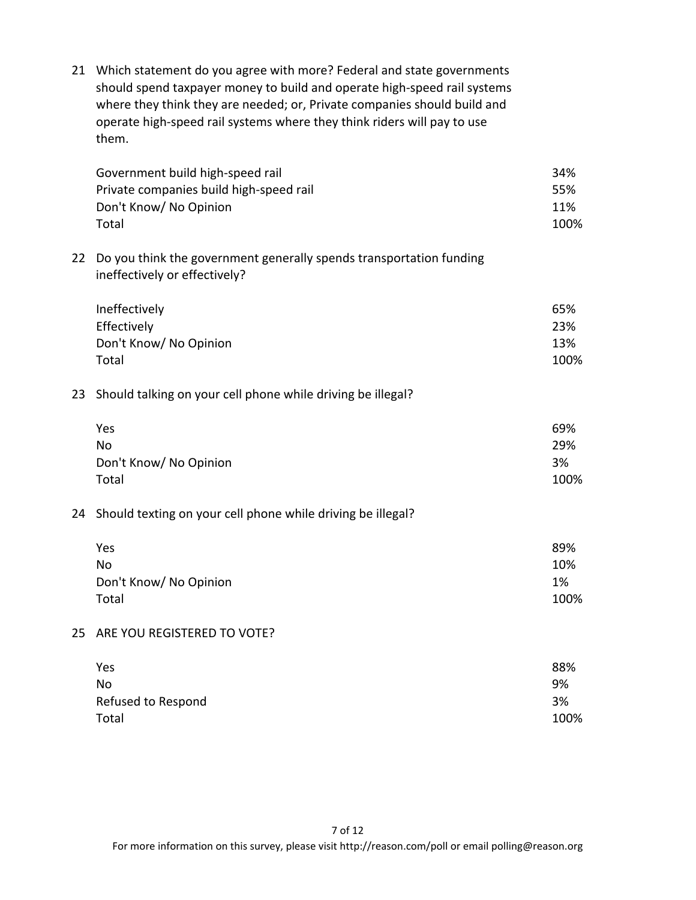21 Which statement do you agree with more? Federal and state governments should spend taxpayer money to build and operate high-speed rail systems where they think they are needed; or, Private companies should build and operate high-speed rail systems where they think riders will pay to use them.

| | |
|---|---|
| Government build high-speed rail | 34% |
| Private companies build high-speed rail | 55% |
| Don't Know/ No Opinion | 11% |
| Total | 100% |

22 Do you think the government generally spends transportation funding ineffectively or effectively?

| | |
|---|---|
| Ineffectively | 65% |
| Effectively | 23% |
| Don't Know/ No Opinion | 13% |
| Total | 100% |

23 Should talking on your cell phone while driving be illegal?

| | |
|---|---|
| Yes | 69% |
| No | 29% |
| Don't Know/ No Opinion | 3% |
| Total | 100% |

24 Should texting on your cell phone while driving be illegal?

| | |
|---|---|
| Yes | 89% |
| No | 10% |
| Don't Know/ No Opinion | 1% |
| Total | 100% |

25 ARE YOU REGISTERED TO VOTE?

| | |
|---|---|
| Yes | 88% |
| No | 9% |
| Refused to Respond | 3% |
| Total | 100% |

For more information on this survey, please visit http://reason.com/poll or email polling@reason.org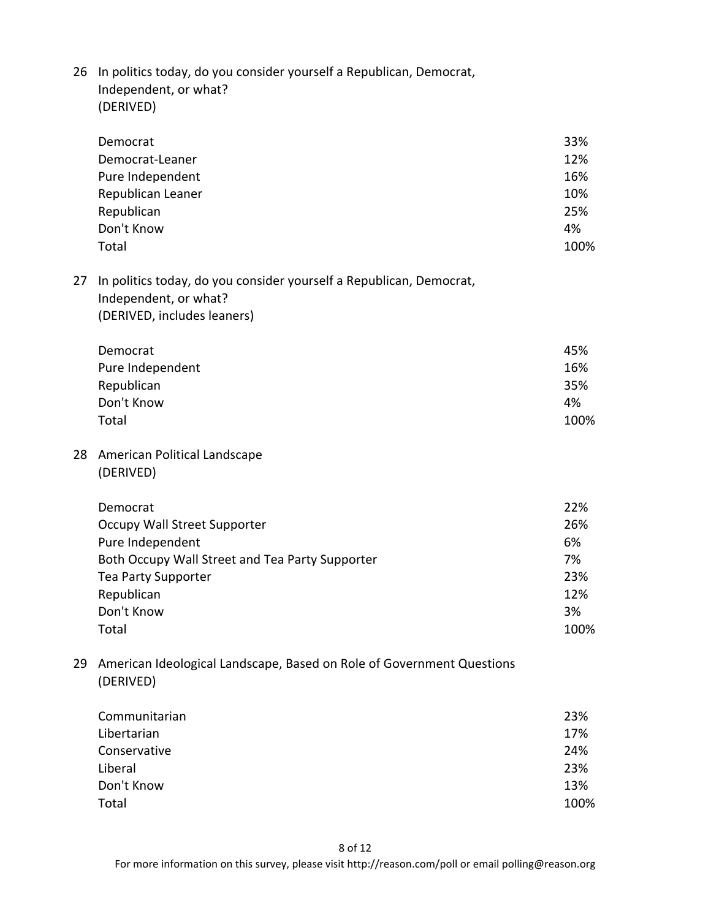26 In politics today, do you consider yourself a Republican, Democrat, Independent, or what?
(DERIVED)

| | |
|---|---|
| Democrat | 33% |
| Democrat-Leaner | 12% |
| Pure Independent | 16% |
| Republican Leaner | 10% |
| Republican | 25% |
| Don't Know | 4% |
| Total | 100% |

27 In politics today, do you consider yourself a Republican, Democrat, Independent, or what?
(DERIVED, includes leaners)

| | |
|---|---|
| Democrat | 45% |
| Pure Independent | 16% |
| Republican | 35% |
| Don't Know | 4% |
| Total | 100% |

28 American Political Landscape
(DERIVED)

| | |
|---|---|
| Democrat | 22% |
| Occupy Wall Street Supporter | 26% |
| Pure Independent | 6% |
| Both Occupy Wall Street and Tea Party Supporter | 7% |
| Tea Party Supporter | 23% |
| Republican | 12% |
| Don't Know | 3% |
| Total | 100% |

29 American Ideological Landscape, Based on Role of Government Questions
(DERIVED)

| | |
|---|---|
| Communitarian | 23% |
| Libertarian | 17% |
| Conservative | 24% |
| Liberal | 23% |
| Don't Know | 13% |
| Total | 100% |

For more information on this survey, please visit http://reason.com/poll or email polling@reason.org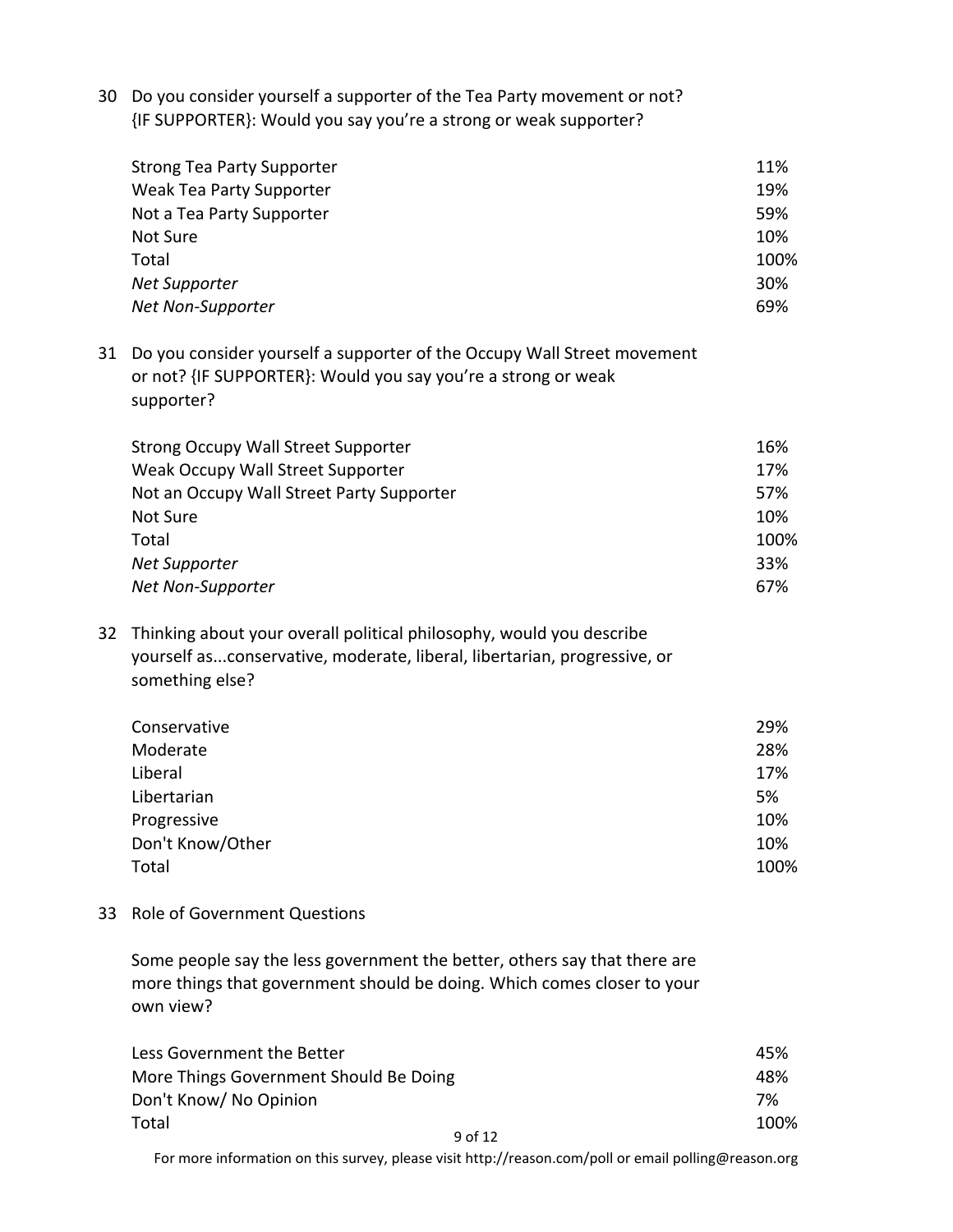30 Do you consider yourself a supporter of the Tea Party movement or not? {IF SUPPORTER}: Would you say you're a strong or weak supporter?

| | |
|---|---|
| Strong Tea Party Supporter | 11% |
| Weak Tea Party Supporter | 19% |
| Not a Tea Party Supporter | 59% |
| Not Sure | 10% |
| Total | 100% |
| *Net Supporter* | 30% |
| *Net Non-Supporter* | 69% |

31 Do you consider yourself a supporter of the Occupy Wall Street movement or not? {IF SUPPORTER}: Would you say you're a strong or weak supporter?

| | |
|---|---|
| Strong Occupy Wall Street Supporter | 16% |
| Weak Occupy Wall Street Supporter | 17% |
| Not an Occupy Wall Street Party Supporter | 57% |
| Not Sure | 10% |
| Total | 100% |
| *Net Supporter* | 33% |
| *Net Non-Supporter* | 67% |

32 Thinking about your overall political philosophy, would you describe yourself as...conservative, moderate, liberal, libertarian, progressive, or something else?

| | |
|---|---|
| Conservative | 29% |
| Moderate | 28% |
| Liberal | 17% |
| Libertarian | 5% |
| Progressive | 10% |
| Don't Know/Other | 10% |
| Total | 100% |

33 Role of Government Questions

Some people say the less government the better, others say that there are more things that government should be doing. Which comes closer to your own view?

| | |
|---|---|
| Less Government the Better | 45% |
| More Things Government Should Be Doing | 48% |
| Don't Know/ No Opinion | 7% |
| Total | 100% |

For more information on this survey, please visit http://reason.com/poll or email polling@reason.org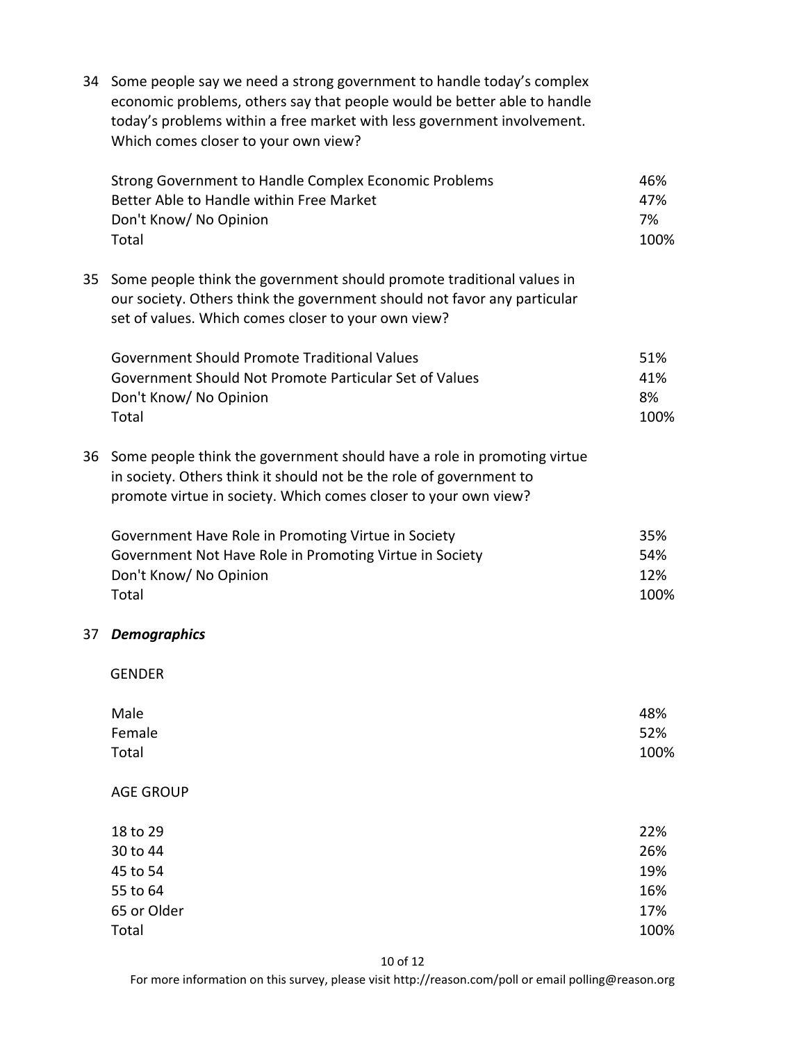34 Some people say we need a strong government to handle today's complex economic problems, others say that people would be better able to handle today's problems within a free market with less government involvement. Which comes closer to your own view?

| | |
|---|---|
| Strong Government to Handle Complex Economic Problems | 46% |
| Better Able to Handle within Free Market | 47% |
| Don't Know/ No Opinion | 7% |
| Total | 100% |

35 Some people think the government should promote traditional values in our society. Others think the government should not favor any particular set of values. Which comes closer to your own view?

| | |
|---|---|
| Government Should Promote Traditional Values | 51% |
| Government Should Not Promote Particular Set of Values | 41% |
| Don't Know/ No Opinion | 8% |
| Total | 100% |

36 Some people think the government should have a role in promoting virtue in society. Others think it should not be the role of government to promote virtue in society. Which comes closer to your own view?

| | |
|---|---|
| Government Have Role in Promoting Virtue in Society | 35% |
| Government Not Have Role in Promoting Virtue in Society | 54% |
| Don't Know/ No Opinion | 12% |
| Total | 100% |

37 ***Demographics***

GENDER

| | |
|---|---|
| Male | 48% |
| Female | 52% |
| Total | 100% |

AGE GROUP

| | |
|---|---|
| 18 to 29 | 22% |
| 30 to 44 | 26% |
| 45 to 54 | 19% |
| 55 to 64 | 16% |
| 65 or Older | 17% |
| Total | 100% |

For more information on this survey, please visit http://reason.com/poll or email polling@reason.org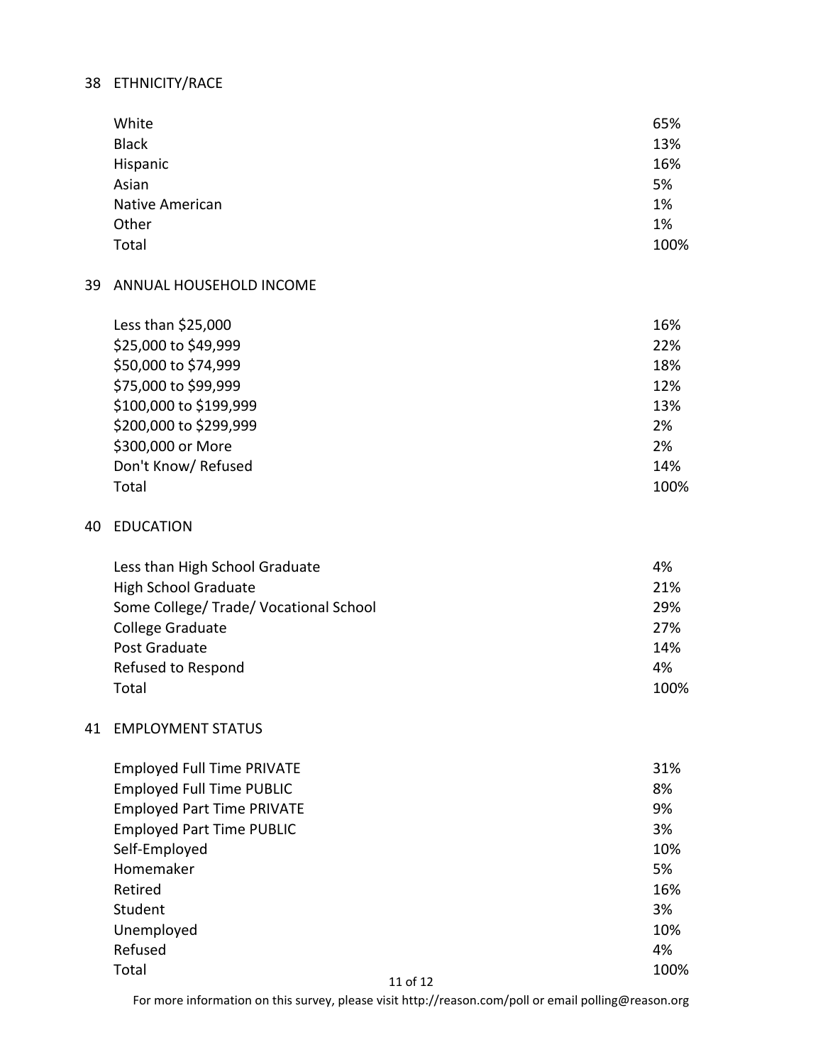## 38 ETHNICITY/RACE

| | |
|---|---|
| White | 65% |
| Black | 13% |
| Hispanic | 16% |
| Asian | 5% |
| Native American | 1% |
| Other | 1% |
| Total | 100% |

## 39 ANNUAL HOUSEHOLD INCOME

| | |
|---|---|
| Less than $25,000 | 16% |
| $25,000 to $49,999 | 22% |
| $50,000 to $74,999 | 18% |
| $75,000 to $99,999 | 12% |
| $100,000 to $199,999 | 13% |
| $200,000 to $299,999 | 2% |
| $300,000 or More | 2% |
| Don't Know/ Refused | 14% |
| Total | 100% |

## 40 EDUCATION

| | |
|---|---|
| Less than High School Graduate | 4% |
| High School Graduate | 21% |
| Some College/ Trade/ Vocational School | 29% |
| College Graduate | 27% |
| Post Graduate | 14% |
| Refused to Respond | 4% |
| Total | 100% |

## 41 EMPLOYMENT STATUS

| | |
|---|---|
| Employed Full Time PRIVATE | 31% |
| Employed Full Time PUBLIC | 8% |
| Employed Part Time PRIVATE | 9% |
| Employed Part Time PUBLIC | 3% |
| Self-Employed | 10% |
| Homemaker | 5% |
| Retired | 16% |
| Student | 3% |
| Unemployed | 10% |
| Refused | 4% |
| Total | 100% |

For more information on this survey, please visit http://reason.com/poll or email polling@reason.org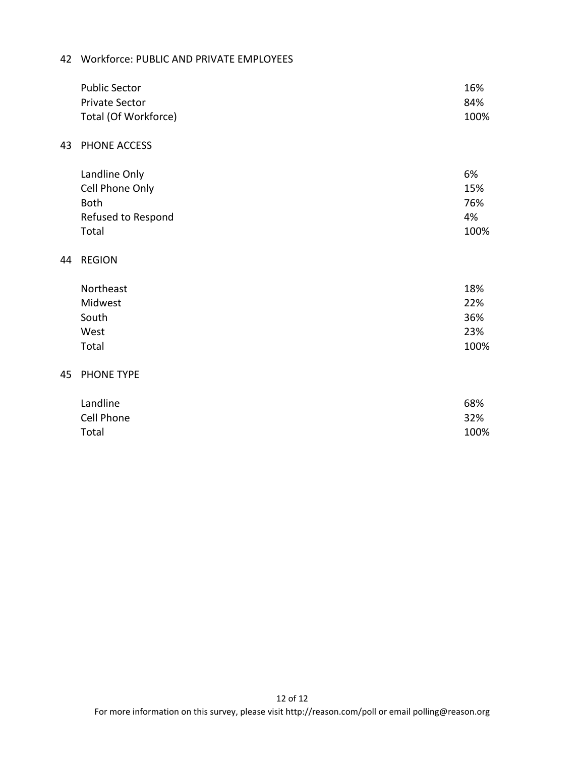## 42 Workforce: PUBLIC AND PRIVATE EMPLOYEES

| | |
|---|---|
| Public Sector | 16% |
| Private Sector | 84% |
| Total (Of Workforce) | 100% |

## 43 PHONE ACCESS

| | |
|---|---|
| Landline Only | 6% |
| Cell Phone Only | 15% |
| Both | 76% |
| Refused to Respond | 4% |
| Total | 100% |

## 44 REGION

| | |
|---|---|
| Northeast | 18% |
| Midwest | 22% |
| South | 36% |
| West | 23% |
| Total | 100% |

## 45 PHONE TYPE

| | |
|---|---|
| Landline | 68% |
| Cell Phone | 32% |
| Total | 100% |

For more information on this survey, please visit http://reason.com/poll or email polling@reason.org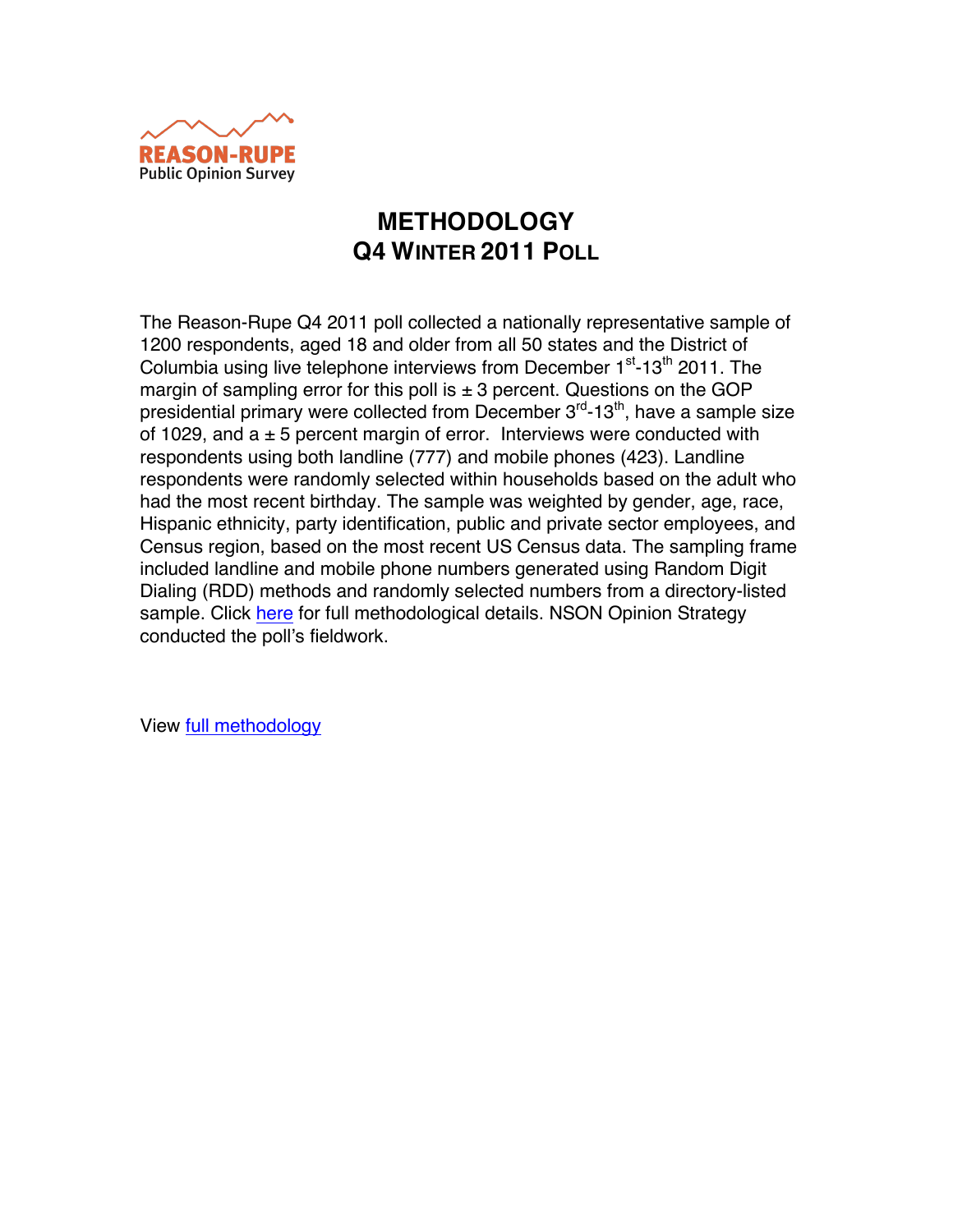REASON-RUPE
Public Opinion Survey

# METHODOLOGY
## Q4 WINTER 2011 POLL

The Reason-Rupe Q4 2011 poll collected a nationally representative sample of 1200 respondents, aged 18 and older from all 50 states and the District of Columbia using live telephone interviews from December 1st-13th 2011. The margin of sampling error for this poll is ± 3 percent. Questions on the GOP presidential primary were collected from December 3rd-13th, have a sample size of 1029, and a ± 5 percent margin of error. Interviews were conducted with respondents using both landline (777) and mobile phones (423). Landline respondents were randomly selected within households based on the adult who had the most recent birthday. The sample was weighted by gender, age, race, Hispanic ethnicity, party identification, public and private sector employees, and Census region, based on the most recent US Census data. The sampling frame included landline and mobile phone numbers generated using Random Digit Dialing (RDD) methods and randomly selected numbers from a directory-listed sample. Click here for full methodological details. NSON Opinion Strategy conducted the poll's fieldwork.

View full methodology